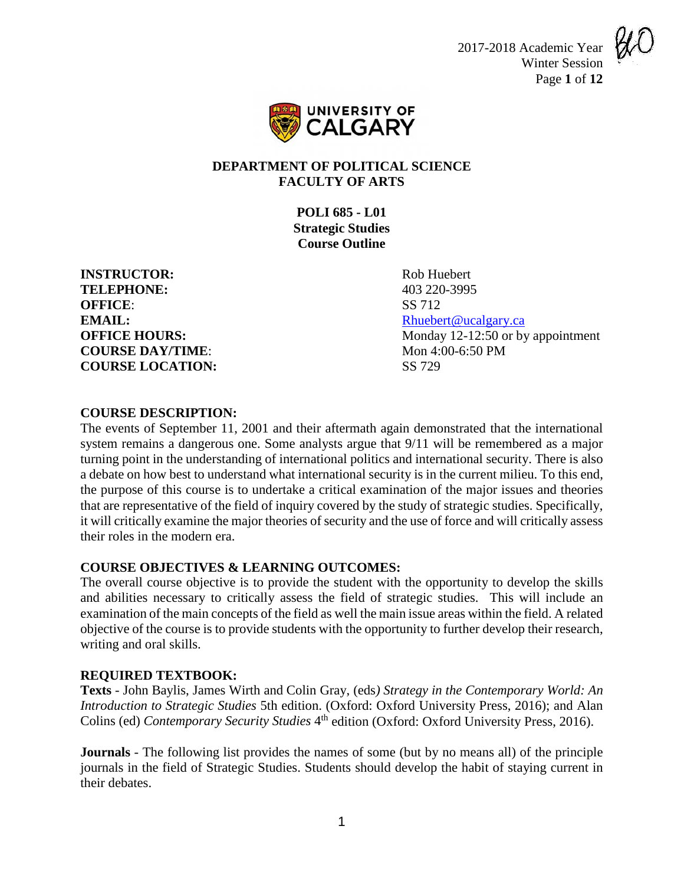2017-2018 Academic Year
Winter Session

# DEPARTMENT OF POLITICAL SCIENCE
# FACULTY OF ARTS

## POLI 685 - L01
## Strategic Studies
## Course Outline

| | |
|---|---|
| **INSTRUCTOR:** | Rob Huebert |
| **TELEPHONE:** | 403 220-3995 |
| **OFFICE**: | SS 712 |
| **EMAIL:** | Rhuebert@ucalgary.ca |
| **OFFICE HOURS:** | Monday 12-12:50 or by appointment |
| **COURSE DAY/TIME**: | Mon 4:00-6:50 PM |
| **COURSE LOCATION:** | SS 729 |

**COURSE DESCRIPTION:**

The events of September 11, 2001 and their aftermath again demonstrated that the international system remains a dangerous one. Some analysts argue that 9/11 will be remembered as a major turning point in the understanding of international politics and international security. There is also a debate on how best to understand what international security is in the current milieu. To this end, the purpose of this course is to undertake a critical examination of the major issues and theories that are representative of the field of inquiry covered by the study of strategic studies. Specifically, it will critically examine the major theories of security and the use of force and will critically assess their roles in the modern era.

**COURSE OBJECTIVES & LEARNING OUTCOMES:**

The overall course objective is to provide the student with the opportunity to develop the skills and abilities necessary to critically assess the field of strategic studies. This will include an examination of the main concepts of the field as well the main issue areas within the field. A related objective of the course is to provide students with the opportunity to further develop their research, writing and oral skills.

**REQUIRED TEXTBOOK:**

**Texts** - John Baylis, James Wirth and Colin Gray, (eds*) Strategy in the Contemporary World: An Introduction to Strategic Studies* 5th edition. (Oxford: Oxford University Press, 2016); and Alan Colins (ed) *Contemporary Security Studies* 4th edition (Oxford: Oxford University Press, 2016).

**Journals** - The following list provides the names of some (but by no means all) of the principle journals in the field of Strategic Studies. Students should develop the habit of staying current in their debates.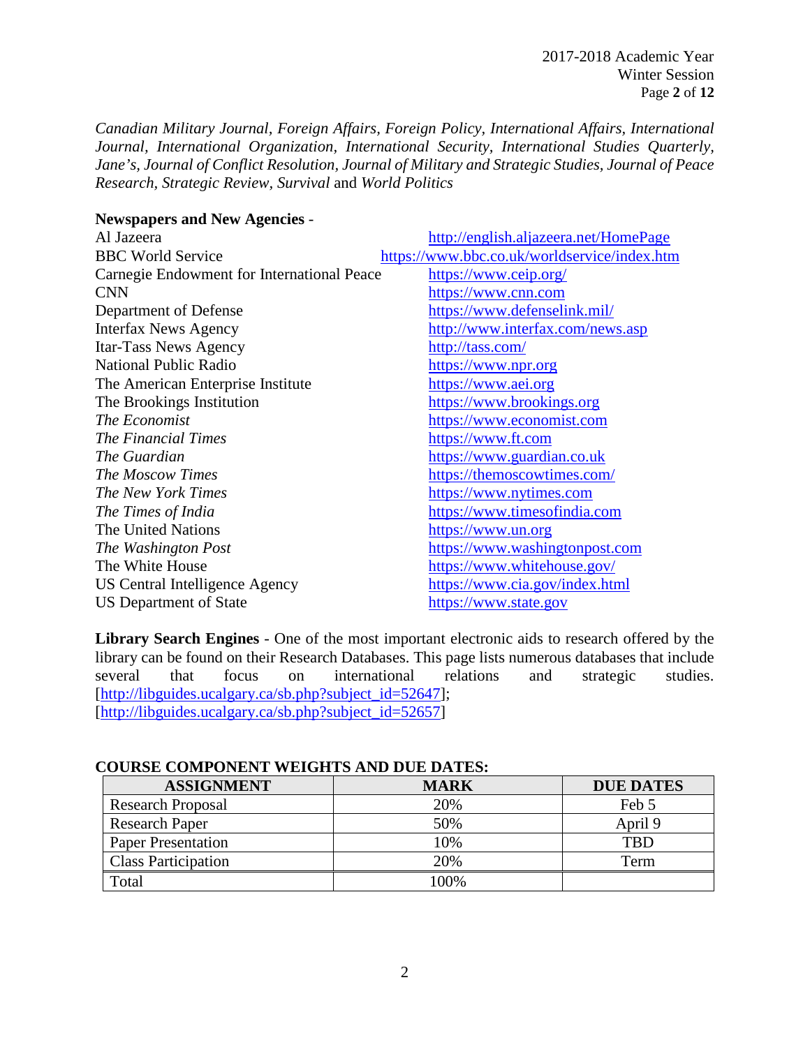*Canadian Military Journal*, *Foreign Affairs*, *Foreign Policy*, *International Affairs*, *International Journal*, *International Organization*, *International Security*, *International Studies Quarterly*, *Jane's*, *Journal of Conflict Resolution*, *Journal of Military and Strategic Studies*, *Journal of Peace Research*, *Strategic Review*, *Survival* and *World Politics*

**Newspapers and New Agencies** -

| | |
|---|---|
| Al Jazeera | http://english.aljazeera.net/HomePage |
| BBC World Service | https://www.bbc.co.uk/worldservice/index.htm |
| Carnegie Endowment for International Peace | https://www.ceip.org/ |
| CNN | https://www.cnn.com |
| Department of Defense | https://www.defenselink.mil/ |
| Interfax News Agency | http://www.interfax.com/news.asp |
| Itar-Tass News Agency | http://tass.com/ |
| National Public Radio | https://www.npr.org |
| The American Enterprise Institute | https://www.aei.org |
| The Brookings Institution | https://www.brookings.org |
| *The Economist* | https://www.economist.com |
| *The Financial Times* | https://www.ft.com |
| *The Guardian* | https://www.guardian.co.uk |
| *The Moscow Times* | https://themoscowtimes.com/ |
| *The New York Times* | https://www.nytimes.com |
| *The Times of India* | https://www.timesofindia.com |
| The United Nations | https://www.un.org |
| *The Washington Post* | https://www.washingtonpost.com |
| The White House | https://www.whitehouse.gov/ |
| US Central Intelligence Agency | https://www.cia.gov/index.html |
| US Department of State | https://www.state.gov |

**Library Search Engines** - One of the most important electronic aids to research offered by the library can be found on their Research Databases. This page lists numerous databases that include several that focus on international relations and strategic studies. [http://libguides.ucalgary.ca/sb.php?subject_id=52647]; [http://libguides.ucalgary.ca/sb.php?subject_id=52657]

**COURSE COMPONENT WEIGHTS AND DUE DATES:**

| ASSIGNMENT | MARK | DUE DATES |
|---|---|---|
| Research Proposal | 20% | Feb 5 |
| Research Paper | 50% | April 9 |
| Paper Presentation | 10% | TBD |
| Class Participation | 20% | Term |
| Total | 100% | |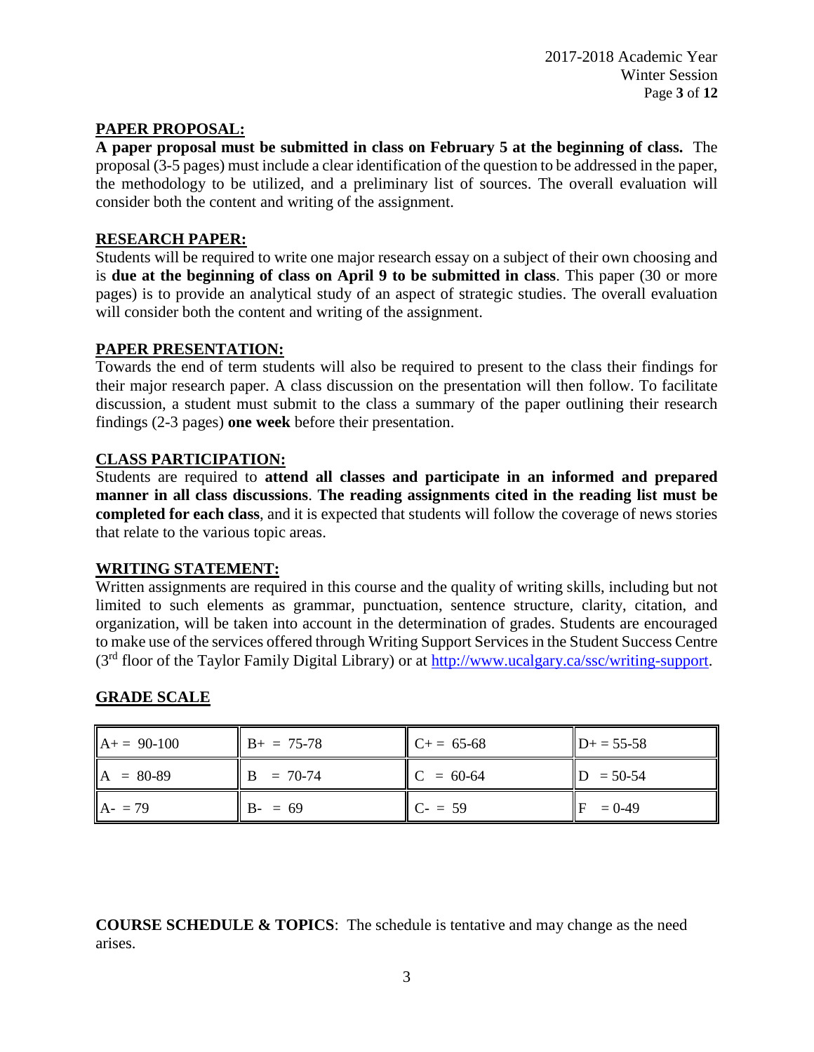## PAPER PROPOSAL:

**A paper proposal must be submitted in class on February 5 at the beginning of class.** The proposal (3-5 pages) must include a clear identification of the question to be addressed in the paper, the methodology to be utilized, and a preliminary list of sources. The overall evaluation will consider both the content and writing of the assignment.

## RESEARCH PAPER:

Students will be required to write one major research essay on a subject of their own choosing and is **due at the beginning of class on April 9 to be submitted in class**. This paper (30 or more pages) is to provide an analytical study of an aspect of strategic studies. The overall evaluation will consider both the content and writing of the assignment.

## PAPER PRESENTATION:

Towards the end of term students will also be required to present to the class their findings for their major research paper. A class discussion on the presentation will then follow. To facilitate discussion, a student must submit to the class a summary of the paper outlining their research findings (2-3 pages) **one week** before their presentation.

## CLASS PARTICIPATION:

Students are required to **attend all classes and participate in an informed and prepared manner in all class discussions**. **The reading assignments cited in the reading list must be completed for each class**, and it is expected that students will follow the coverage of news stories that relate to the various topic areas.

## WRITING STATEMENT:

Written assignments are required in this course and the quality of writing skills, including but not limited to such elements as grammar, punctuation, sentence structure, clarity, citation, and organization, will be taken into account in the determination of grades. Students are encouraged to make use of the services offered through Writing Support Services in the Student Success Centre (3rd floor of the Taylor Family Digital Library) or at http://www.ucalgary.ca/ssc/writing-support.

## GRADE SCALE

| | | | |
|---|---|---|---|
| A+ = 90-100 | B+ = 75-78 | C+ = 65-68 | D+ = 55-58 |
| A = 80-89 | B = 70-74 | C = 60-64 | D = 50-54 |
| A- = 79 | B- = 69 | C- = 59 | F = 0-49 |

**COURSE SCHEDULE & TOPICS**: The schedule is tentative and may change as the need arises.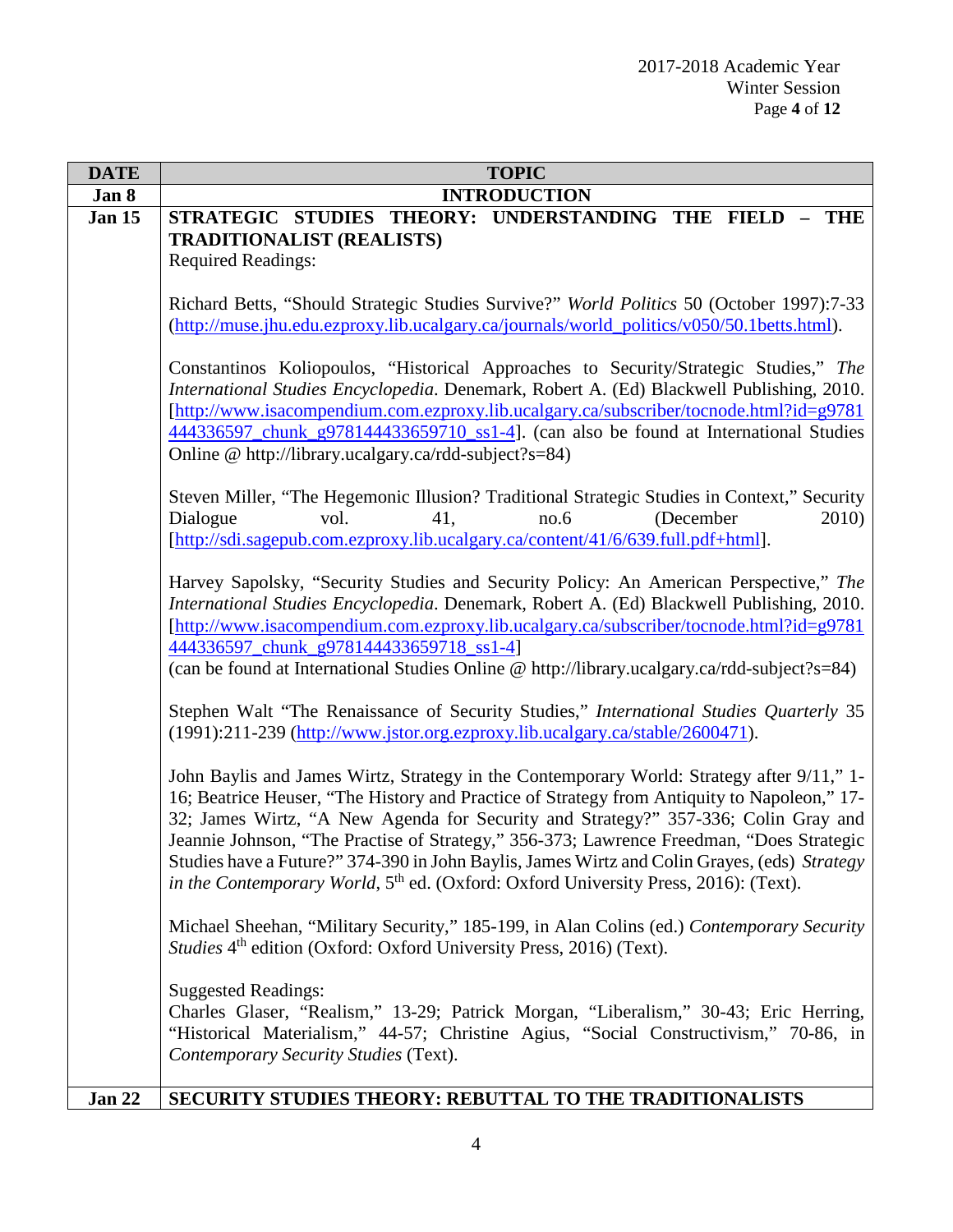| DATE | TOPIC |
|---|---|
| **Jan 8** | **INTRODUCTION** |
| **Jan 15** | **STRATEGIC STUDIES THEORY: UNDERSTANDING THE FIELD – THE TRADITIONALIST (REALISTS)**<br>Required Readings:<br><br>Richard Betts, "Should Strategic Studies Survive?" *World Politics* 50 (October 1997):7-33 (http://muse.jhu.edu.ezproxy.lib.ucalgary.ca/journals/world_politics/v050/50.1betts.html).<br><br>Constantinos Koliopoulos, "Historical Approaches to Security/Strategic Studies," *The International Studies Encyclopedia*. Denemark, Robert A. (Ed) Blackwell Publishing, 2010. [http://www.isacompendium.com.ezproxy.lib.ucalgary.ca/subscriber/tocnode.html?id=g9781444336597_chunk_g978144433659710_ss1-4]. (can also be found at International Studies Online @ http://library.ucalgary.ca/rdd-subject?s=84)<br><br>Steven Miller, "The Hegemonic Illusion? Traditional Strategic Studies in Context," Security Dialogue vol. 41, no.6 (December 2010) [http://sdi.sagepub.com.ezproxy.lib.ucalgary.ca/content/41/6/639.full.pdf+html].<br><br>Harvey Sapolsky, "Security Studies and Security Policy: An American Perspective," *The International Studies Encyclopedia*. Denemark, Robert A. (Ed) Blackwell Publishing, 2010. [http://www.isacompendium.com.ezproxy.lib.ucalgary.ca/subscriber/tocnode.html?id=g9781444336597_chunk_g978144433659718_ss1-4]<br>(can be found at International Studies Online @ http://library.ucalgary.ca/rdd-subject?s=84)<br><br>Stephen Walt "The Renaissance of Security Studies," *International Studies Quarterly* 35 (1991):211-239 (http://www.jstor.org.ezproxy.lib.ucalgary.ca/stable/2600471).<br><br>John Baylis and James Wirtz, Strategy in the Contemporary World: Strategy after 9/11," 1-16; Beatrice Heuser, "The History and Practice of Strategy from Antiquity to Napoleon," 17-32; James Wirtz, "A New Agenda for Security and Strategy?" 357-336; Colin Gray and Jeannie Johnson, "The Practise of Strategy," 356-373; Lawrence Freedman, "Does Strategic Studies have a Future?" 374-390 in John Baylis, James Wirtz and Colin Grayes, (eds) *Strategy in the Contemporary World*, 5th ed. (Oxford: Oxford University Press, 2016): (Text).<br><br>Michael Sheehan, "Military Security," 185-199, in Alan Colins (ed.) *Contemporary Security Studies* 4th edition (Oxford: Oxford University Press, 2016) (Text).<br><br>Suggested Readings:<br>Charles Glaser, "Realism," 13-29; Patrick Morgan, "Liberalism," 30-43; Eric Herring, "Historical Materialism," 44-57; Christine Agius, "Social Constructivism," 70-86, in *Contemporary Security Studies* (Text). |
| **Jan 22** | **SECURITY STUDIES THEORY: REBUTTAL TO THE TRADITIONALISTS** |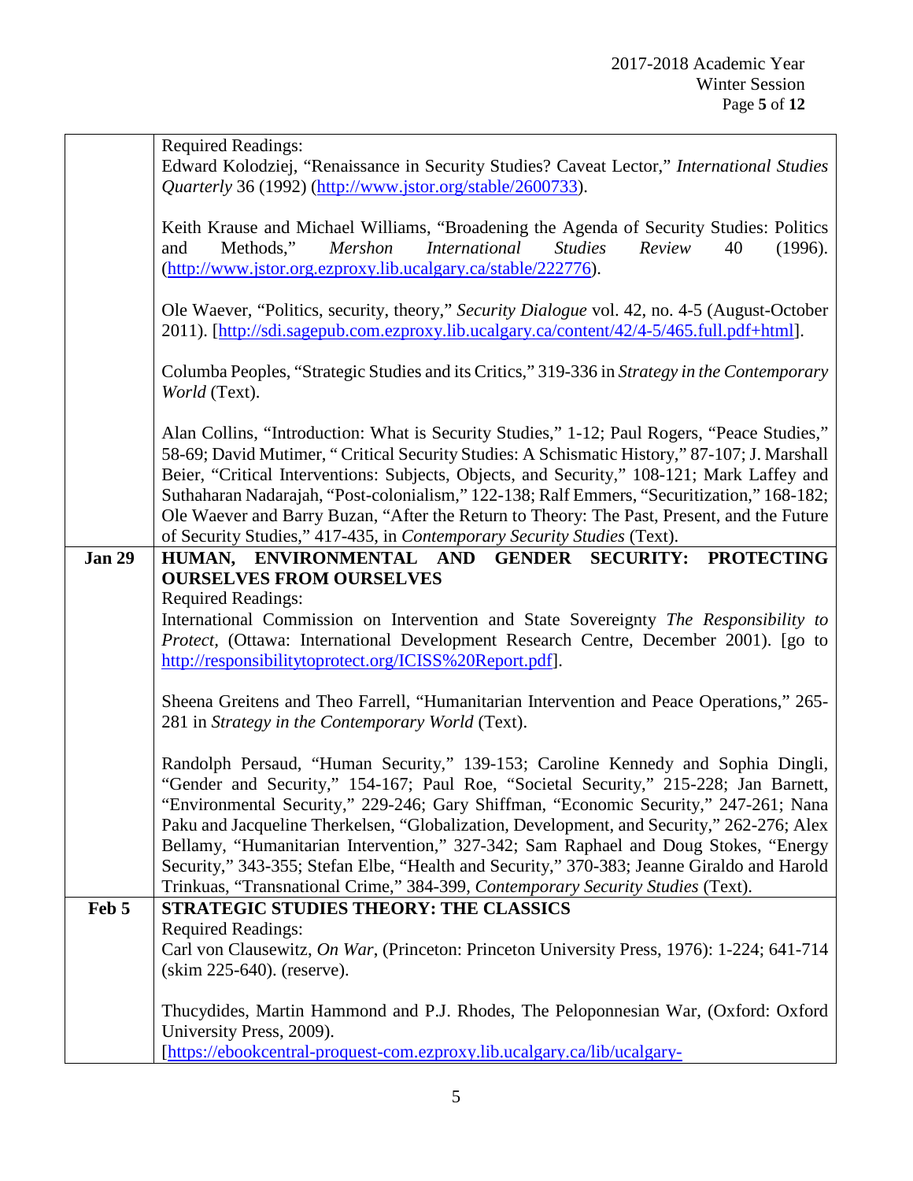| | |
|---|---|
| | Required Readings:<br>Edward Kolodziej, "Renaissance in Security Studies? Caveat Lector," *International Studies Quarterly* 36 (1992) (http://www.jstor.org/stable/2600733).<br><br>Keith Krause and Michael Williams, "Broadening the Agenda of Security Studies: Politics and Methods," *Mershon International Studies Review* 40 (1996). (http://www.jstor.org.ezproxy.lib.ucalgary.ca/stable/222776).<br><br>Ole Waever, "Politics, security, theory," *Security Dialogue* vol. 42, no. 4-5 (August-October 2011). [http://sdi.sagepub.com.ezproxy.lib.ucalgary.ca/content/42/4-5/465.full.pdf+html].<br><br>Columba Peoples, "Strategic Studies and its Critics," 319-336 in *Strategy in the Contemporary World* (Text).<br><br>Alan Collins, "Introduction: What is Security Studies," 1-12; Paul Rogers, "Peace Studies," 58-69; David Mutimer, " Critical Security Studies: A Schismatic History," 87-107; J. Marshall Beier, "Critical Interventions: Subjects, Objects, and Security," 108-121; Mark Laffey and Suthaharan Nadarajah, "Post-colonialism," 122-138; Ralf Emmers, "Securitization," 168-182; Ole Waever and Barry Buzan, "After the Return to Theory: The Past, Present, and the Future of Security Studies," 417-435, in *Contemporary Security Studies* (Text). |
| **Jan 29** | **HUMAN, ENVIRONMENTAL AND GENDER SECURITY: PROTECTING OURSELVES FROM OURSELVES**<br>Required Readings:<br>International Commission on Intervention and State Sovereignty *The Responsibility to Protect,* (Ottawa: International Development Research Centre, December 2001). [go to http://responsibilitytoprotect.org/ICISS%20Report.pdf].<br><br>Sheena Greitens and Theo Farrell, "Humanitarian Intervention and Peace Operations," 265-281 in *Strategy in the Contemporary World* (Text).<br><br>Randolph Persaud, "Human Security," 139-153; Caroline Kennedy and Sophia Dingli, "Gender and Security," 154-167; Paul Roe, "Societal Security," 215-228; Jan Barnett, "Environmental Security," 229-246; Gary Shiffman, "Economic Security," 247-261; Nana Paku and Jacqueline Therkelsen, "Globalization, Development, and Security," 262-276; Alex Bellamy, "Humanitarian Intervention," 327-342; Sam Raphael and Doug Stokes, "Energy Security," 343-355; Stefan Elbe, "Health and Security," 370-383; Jeanne Giraldo and Harold Trinkuas, "Transnational Crime," 384-399, *Contemporary Security Studies* (Text). |
| **Feb 5** | **STRATEGIC STUDIES THEORY: THE CLASSICS**<br>Required Readings:<br>Carl von Clausewitz, *On War*, (Princeton: Princeton University Press, 1976): 1-224; 641-714 (skim 225-640). (reserve).<br><br>Thucydides, Martin Hammond and P.J. Rhodes, The Peloponnesian War, (Oxford: Oxford University Press, 2009).<br>[https://ebookcentral-proquest-com.ezproxy.lib.ucalgary.ca/lib/ucalgary- |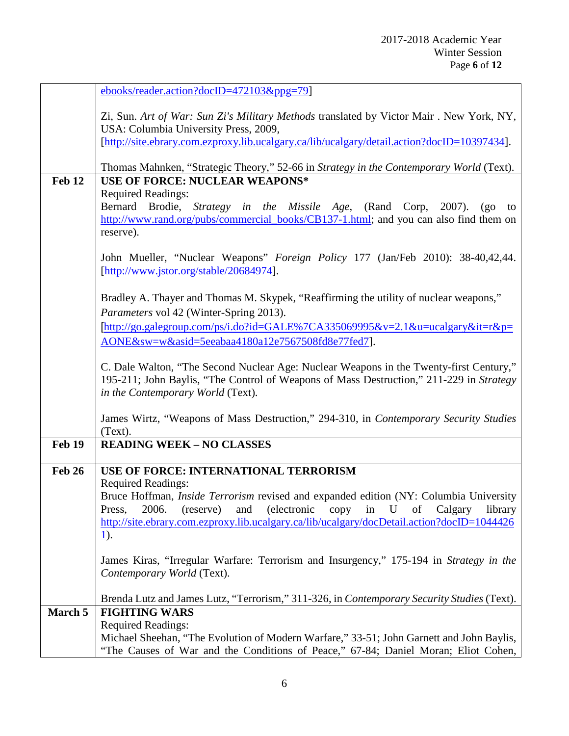| | |
|---|---|
| | ebooks/reader.action?docID=472103&ppg=79]<br><br>Zi, Sun. *Art of War: Sun Zi's Military Methods* translated by Victor Mair . New York, NY, USA: Columbia University Press, 2009, [http://site.ebrary.com.ezproxy.lib.ucalgary.ca/lib/ucalgary/detail.action?docID=10397434].<br><br>Thomas Mahnken, "Strategic Theory," 52-66 in *Strategy in the Contemporary World* (Text). |
| **Feb 12** | **USE OF FORCE: NUCLEAR WEAPONS***<br>Required Readings:<br>Bernard Brodie, *Strategy in the Missile Age*, (Rand Corp, 2007). (go to http://www.rand.org/pubs/commercial_books/CB137-1.html; and you can also find them on reserve).<br><br>John Mueller, "Nuclear Weapons" *Foreign Policy* 177 (Jan/Feb 2010): 38-40,42,44. [http://www.jstor.org/stable/20684974].<br><br>Bradley A. Thayer and Thomas M. Skypek, "Reaffirming the utility of nuclear weapons," *Parameters* vol 42 (Winter-Spring 2013). [http://go.galegroup.com/ps/i.do?id=GALE%7CA335069995&v=2.1&u=ucalgary&it=r&p=AONE&sw=w&asid=5eeabaa4180a12e7567508fd8e77fed7].<br><br>C. Dale Walton, "The Second Nuclear Age: Nuclear Weapons in the Twenty-first Century," 195-211; John Baylis, "The Control of Weapons of Mass Destruction," 211-229 in *Strategy in the Contemporary World* (Text).<br><br>James Wirtz, "Weapons of Mass Destruction," 294-310, in *Contemporary Security Studies* (Text). |
| **Feb 19** | **READING WEEK – NO CLASSES** |
| **Feb 26** | **USE OF FORCE: INTERNATIONAL TERRORISM**<br>Required Readings:<br>Bruce Hoffman, *Inside Terrorism* revised and expanded edition (NY: Columbia University Press, 2006. (reserve) and (electronic copy in U of Calgary library http://site.ebrary.com.ezproxy.lib.ucalgary.ca/lib/ucalgary/docDetail.action?docID=10444261).<br><br>James Kiras, "Irregular Warfare: Terrorism and Insurgency," 175-194 in *Strategy in the Contemporary World* (Text).<br><br>Brenda Lutz and James Lutz, "Terrorism," 311-326, in *Contemporary Security Studies* (Text). |
| **March 5** | **FIGHTING WARS**<br>Required Readings:<br>Michael Sheehan, "The Evolution of Modern Warfare," 33-51; John Garnett and John Baylis, "The Causes of War and the Conditions of Peace," 67-84; Daniel Moran; Eliot Cohen, |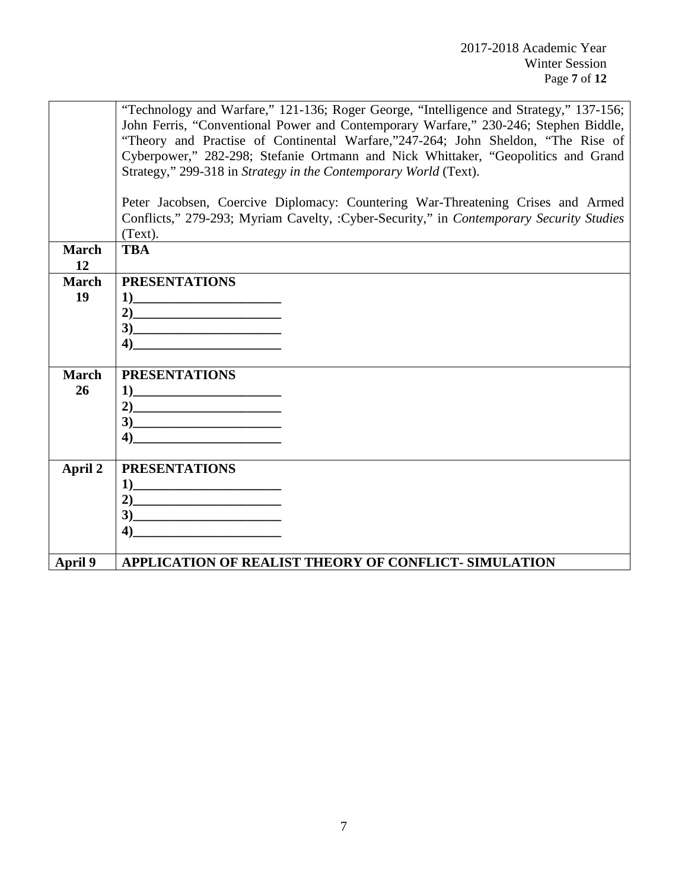| | |
|---|---|
| | "Technology and Warfare," 121-136; Roger George, "Intelligence and Strategy," 137-156; John Ferris, "Conventional Power and Contemporary Warfare," 230-246; Stephen Biddle, "Theory and Practise of Continental Warfare,"247-264; John Sheldon, "The Rise of Cyberpower," 282-298; Stefanie Ortmann and Nick Whittaker, "Geopolitics and Grand Strategy," 299-318 in *Strategy in the Contemporary World* (Text).<br><br>Peter Jacobsen, Coercive Diplomacy: Countering War-Threatening Crises and Armed Conflicts," 279-293; Myriam Cavelty, :Cyber-Security," in *Contemporary Security Studies* (Text). |
| **March 12** | **TBA** |
| **March 19** | **PRESENTATIONS**<br>**1)______________________**<br>**2)______________________**<br>**3)______________________**<br>**4)______________________** |
| **March 26** | **PRESENTATIONS**<br>**1)______________________**<br>**2)______________________**<br>**3)______________________**<br>**4)______________________** |
| **April 2** | **PRESENTATIONS**<br>**1)______________________**<br>**2)______________________**<br>**3)______________________**<br>**4)______________________** |
| **April 9** | **APPLICATION OF REALIST THEORY OF CONFLICT- SIMULATION** |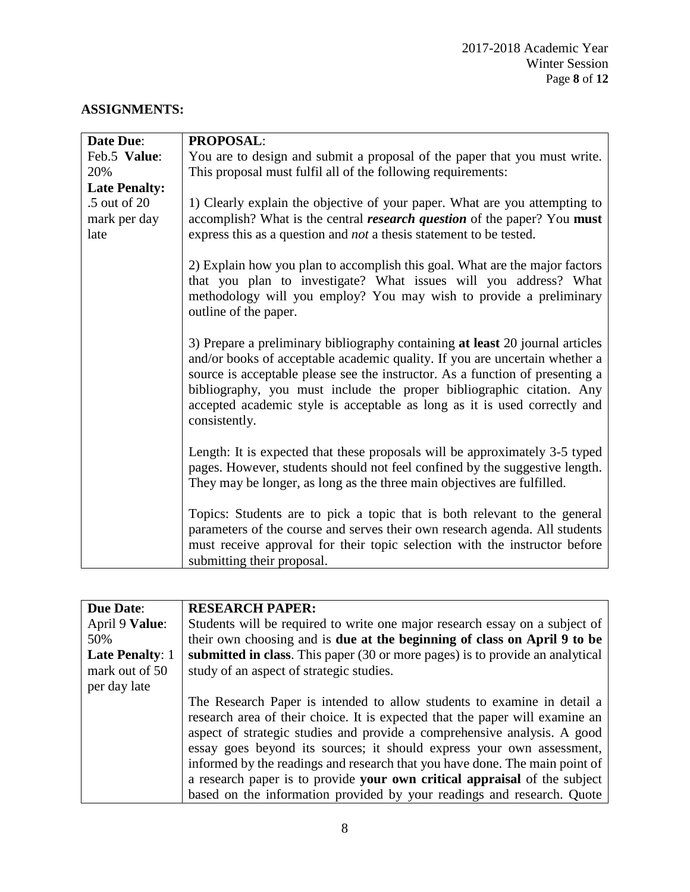## ASSIGNMENTS:

| **Date Due**: Feb.5 **Value**: 20% **Late Penalty:** .5 out of 20 mark per day late | **PROPOSAL**: You are to design and submit a proposal of the paper that you must write. This proposal must fulfil all of the following requirements:<br><br>1) Clearly explain the objective of your paper. What are you attempting to accomplish? What is the central ***research question*** of the paper? You **must** express this as a question and *not* a thesis statement to be tested.<br><br>2) Explain how you plan to accomplish this goal. What are the major factors that you plan to investigate? What issues will you address? What methodology will you employ? You may wish to provide a preliminary outline of the paper.<br><br>3) Prepare a preliminary bibliography containing **at least** 20 journal articles and/or books of acceptable academic quality. If you are uncertain whether a source is acceptable please see the instructor. As a function of presenting a bibliography, you must include the proper bibliographic citation. Any accepted academic style is acceptable as long as it is used correctly and consistently.<br><br>Length: It is expected that these proposals will be approximately 3-5 typed pages. However, students should not feel confined by the suggestive length. They may be longer, as long as the three main objectives are fulfilled.<br><br>Topics: Students are to pick a topic that is both relevant to the general parameters of the course and serves their own research agenda. All students must receive approval for their topic selection with the instructor before submitting their proposal. |
|---|---|

| **Due Date**: April 9 **Value**: 50% **Late Penalty**: 1 mark out of 50 per day late | **RESEARCH PAPER:** Students will be required to write one major research essay on a subject of their own choosing and is **due at the beginning of class on April 9 to be submitted in class**. This paper (30 or more pages) is to provide an analytical study of an aspect of strategic studies.<br><br>The Research Paper is intended to allow students to examine in detail a research area of their choice. It is expected that the paper will examine an aspect of strategic studies and provide a comprehensive analysis. A good essay goes beyond its sources; it should express your own assessment, informed by the readings and research that you have done. The main point of a research paper is to provide **your own critical appraisal** of the subject based on the information provided by your readings and research. Quote |
|---|---|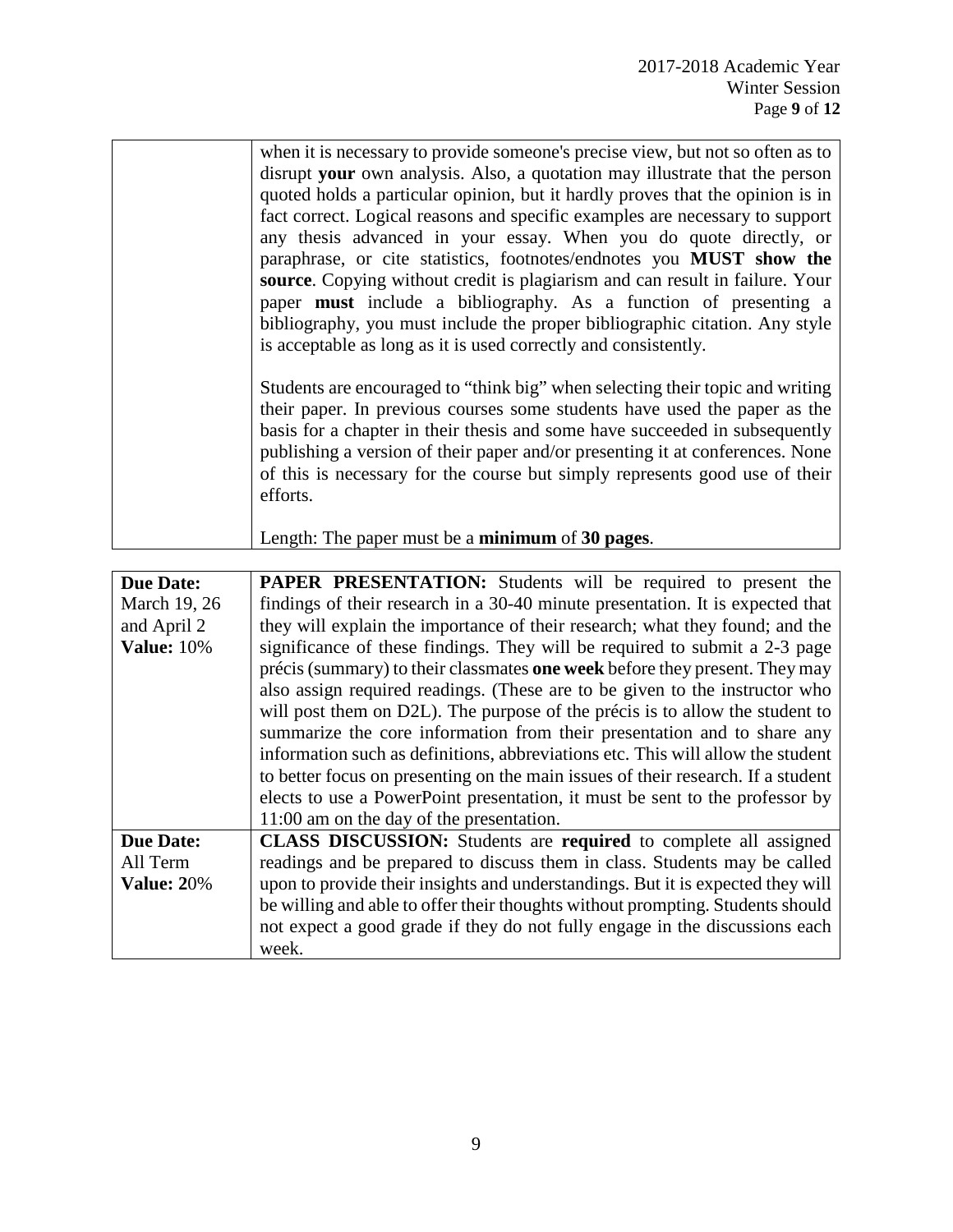| | |
|---|---|
| | when it is necessary to provide someone's precise view, but not so often as to disrupt **your** own analysis. Also, a quotation may illustrate that the person quoted holds a particular opinion, but it hardly proves that the opinion is in fact correct. Logical reasons and specific examples are necessary to support any thesis advanced in your essay. When you do quote directly, or paraphrase, or cite statistics, footnotes/endnotes you **MUST show the source**. Copying without credit is plagiarism and can result in failure. Your paper **must** include a bibliography. As a function of presenting a bibliography, you must include the proper bibliographic citation. Any style is acceptable as long as it is used correctly and consistently.<br><br>Students are encouraged to "think big" when selecting their topic and writing their paper. In previous courses some students have used the paper as the basis for a chapter in their thesis and some have succeeded in subsequently publishing a version of their paper and/or presenting it at conferences. None of this is necessary for the course but simply represents good use of their efforts.<br><br>Length: The paper must be a **minimum** of **30 pages**. |

| | |
|---|---|
| **Due Date:**<br>March 19, 26 and April 2<br>**Value:** 10% | **PAPER PRESENTATION:** Students will be required to present the findings of their research in a 30-40 minute presentation. It is expected that they will explain the importance of their research; what they found; and the significance of these findings. They will be required to submit a 2-3 page précis (summary) to their classmates **one week** before they present. They may also assign required readings. (These are to be given to the instructor who will post them on D2L). The purpose of the précis is to allow the student to summarize the core information from their presentation and to share any information such as definitions, abbreviations etc. This will allow the student to better focus on presenting on the main issues of their research. If a student elects to use a PowerPoint presentation, it must be sent to the professor by 11:00 am on the day of the presentation. |
| **Due Date:**<br>All Term<br>**Value: 2**0% | **CLASS DISCUSSION:** Students are **required** to complete all assigned readings and be prepared to discuss them in class. Students may be called upon to provide their insights and understandings. But it is expected they will be willing and able to offer their thoughts without prompting. Students should not expect a good grade if they do not fully engage in the discussions each week. |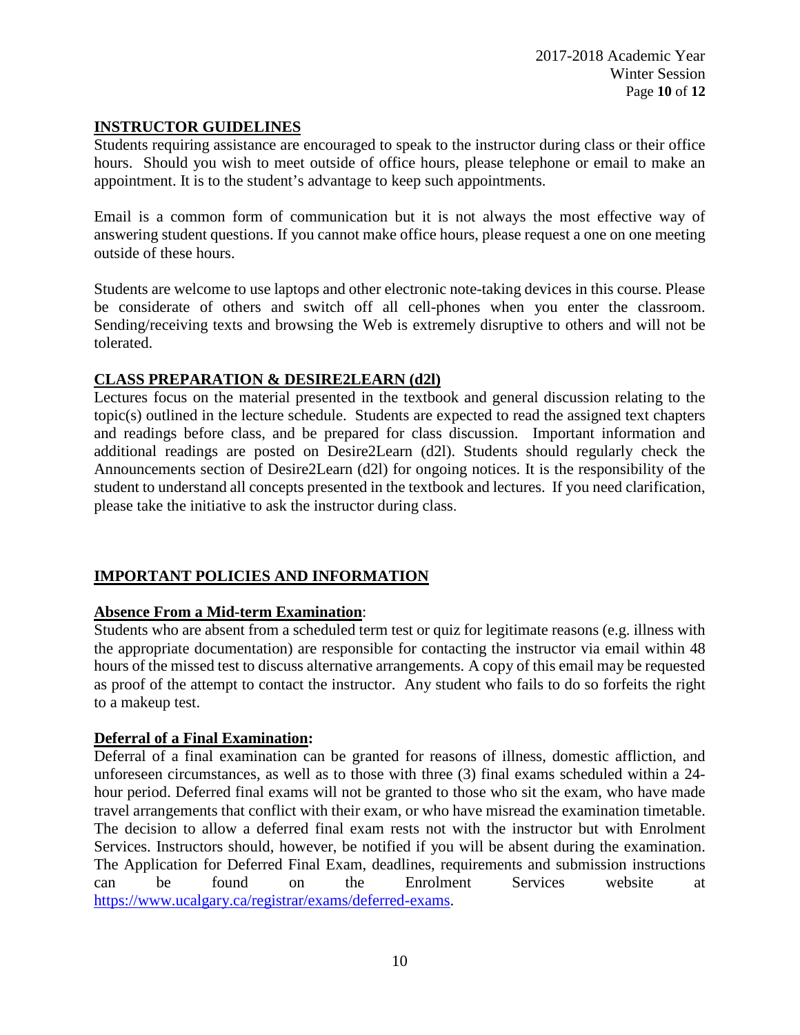## INSTRUCTOR GUIDELINES

Students requiring assistance are encouraged to speak to the instructor during class or their office hours. Should you wish to meet outside of office hours, please telephone or email to make an appointment. It is to the student's advantage to keep such appointments.

Email is a common form of communication but it is not always the most effective way of answering student questions. If you cannot make office hours, please request a one on one meeting outside of these hours.

Students are welcome to use laptops and other electronic note-taking devices in this course. Please be considerate of others and switch off all cell-phones when you enter the classroom. Sending/receiving texts and browsing the Web is extremely disruptive to others and will not be tolerated.

## CLASS PREPARATION & DESIRE2LEARN (d2l)

Lectures focus on the material presented in the textbook and general discussion relating to the topic(s) outlined in the lecture schedule. Students are expected to read the assigned text chapters and readings before class, and be prepared for class discussion. Important information and additional readings are posted on Desire2Learn (d2l). Students should regularly check the Announcements section of Desire2Learn (d2l) for ongoing notices. It is the responsibility of the student to understand all concepts presented in the textbook and lectures. If you need clarification, please take the initiative to ask the instructor during class.

## IMPORTANT POLICIES AND INFORMATION

### Absence From a Mid-term Examination:

Students who are absent from a scheduled term test or quiz for legitimate reasons (e.g. illness with the appropriate documentation) are responsible for contacting the instructor via email within 48 hours of the missed test to discuss alternative arrangements. A copy of this email may be requested as proof of the attempt to contact the instructor. Any student who fails to do so forfeits the right to a makeup test.

### Deferral of a Final Examination:

Deferral of a final examination can be granted for reasons of illness, domestic affliction, and unforeseen circumstances, as well as to those with three (3) final exams scheduled within a 24-hour period. Deferred final exams will not be granted to those who sit the exam, who have made travel arrangements that conflict with their exam, or who have misread the examination timetable. The decision to allow a deferred final exam rests not with the instructor but with Enrolment Services. Instructors should, however, be notified if you will be absent during the examination. The Application for Deferred Final Exam, deadlines, requirements and submission instructions can be found on the Enrolment Services website at https://www.ucalgary.ca/registrar/exams/deferred-exams.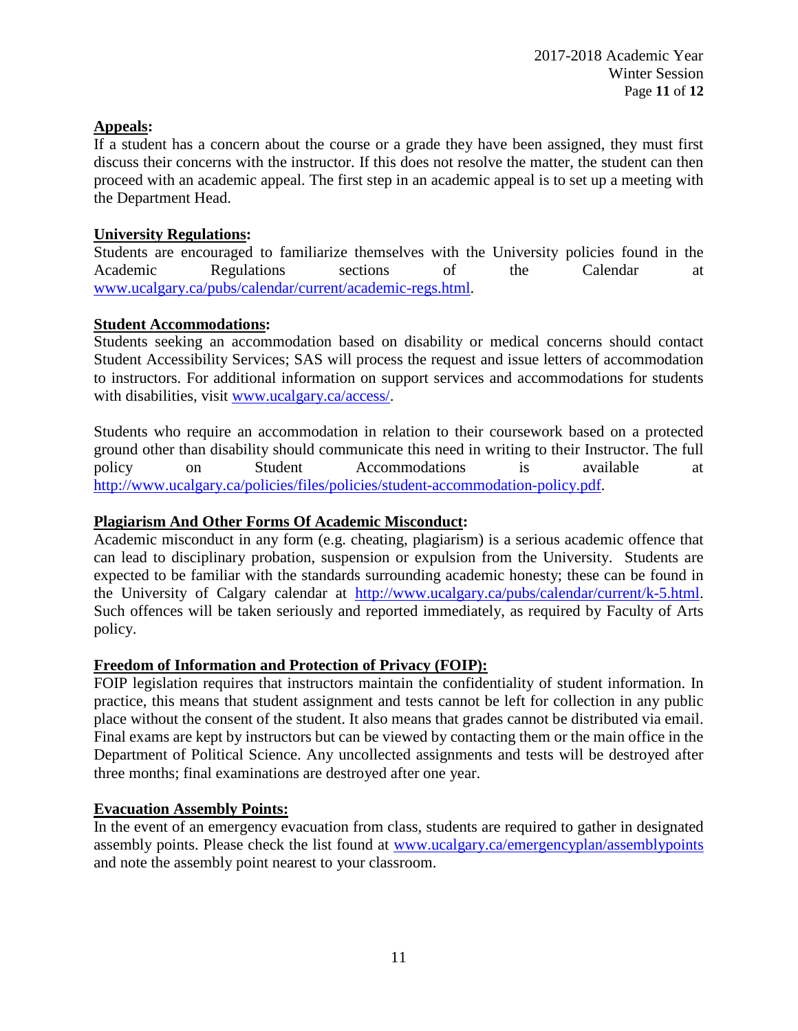**Appeals:**
If a student has a concern about the course or a grade they have been assigned, they must first discuss their concerns with the instructor. If this does not resolve the matter, the student can then proceed with an academic appeal. The first step in an academic appeal is to set up a meeting with the Department Head.

**University Regulations:**
Students are encouraged to familiarize themselves with the University policies found in the Academic Regulations sections of the Calendar at www.ucalgary.ca/pubs/calendar/current/academic-regs.html.

**Student Accommodations:**
Students seeking an accommodation based on disability or medical concerns should contact Student Accessibility Services; SAS will process the request and issue letters of accommodation to instructors. For additional information on support services and accommodations for students with disabilities, visit www.ucalgary.ca/access/.

Students who require an accommodation in relation to their coursework based on a protected ground other than disability should communicate this need in writing to their Instructor. The full policy on Student Accommodations is available at http://www.ucalgary.ca/policies/files/policies/student-accommodation-policy.pdf.

**Plagiarism And Other Forms Of Academic Misconduct:**
Academic misconduct in any form (e.g. cheating, plagiarism) is a serious academic offence that can lead to disciplinary probation, suspension or expulsion from the University. Students are expected to be familiar with the standards surrounding academic honesty; these can be found in the University of Calgary calendar at http://www.ucalgary.ca/pubs/calendar/current/k-5.html. Such offences will be taken seriously and reported immediately, as required by Faculty of Arts policy.

**Freedom of Information and Protection of Privacy (FOIP):**
FOIP legislation requires that instructors maintain the confidentiality of student information. In practice, this means that student assignment and tests cannot be left for collection in any public place without the consent of the student. It also means that grades cannot be distributed via email. Final exams are kept by instructors but can be viewed by contacting them or the main office in the Department of Political Science. Any uncollected assignments and tests will be destroyed after three months; final examinations are destroyed after one year.

**Evacuation Assembly Points:**
In the event of an emergency evacuation from class, students are required to gather in designated assembly points. Please check the list found at www.ucalgary.ca/emergencyplan/assemblypoints and note the assembly point nearest to your classroom.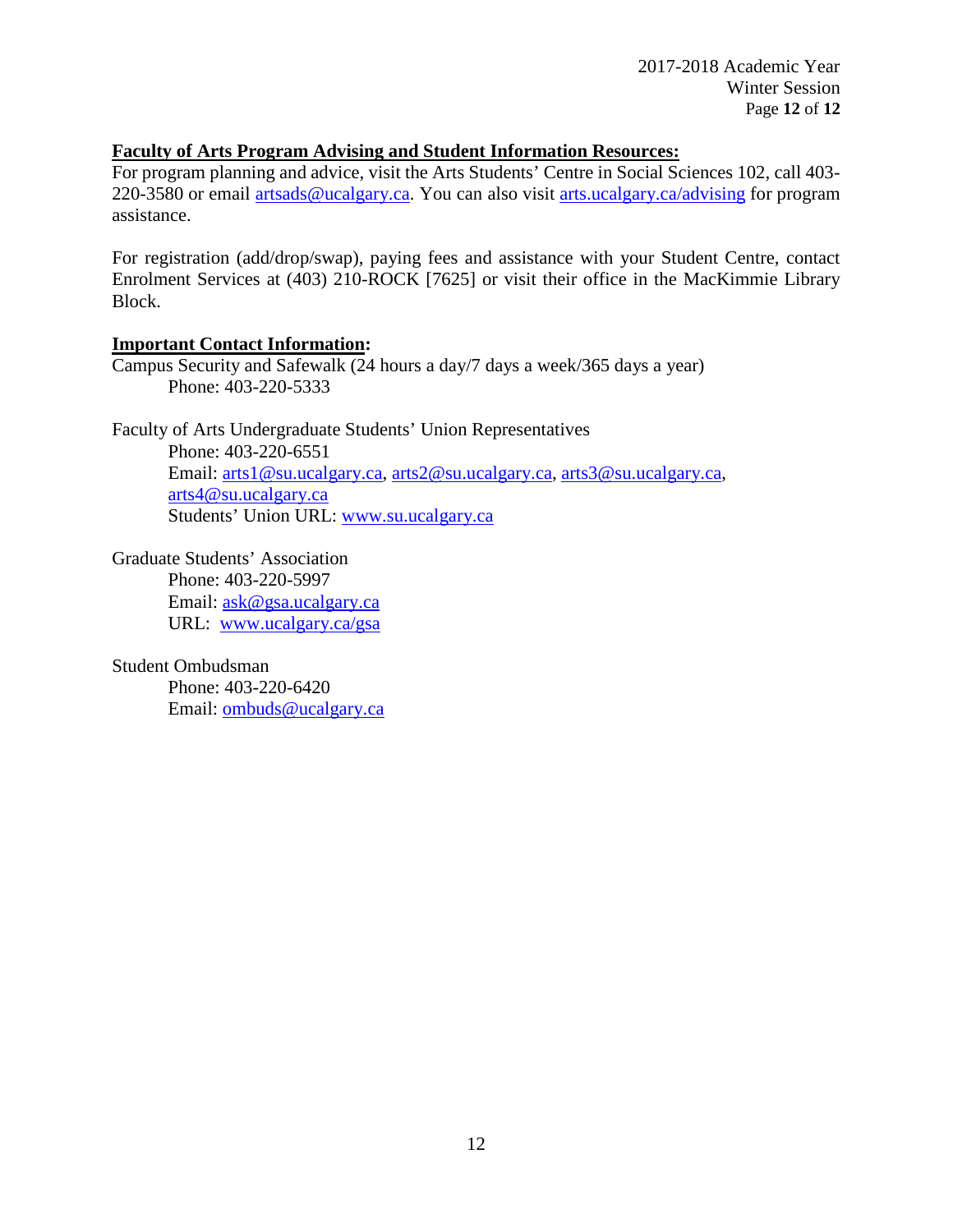**Faculty of Arts Program Advising and Student Information Resources:**

For program planning and advice, visit the Arts Students' Centre in Social Sciences 102, call 403-220-3580 or email [artsads@ucalgary.ca](mailto:artsads@ucalgary.ca). You can also visit [arts.ucalgary.ca/advising](http://arts.ucalgary.ca/advising) for program assistance.

For registration (add/drop/swap), paying fees and assistance with your Student Centre, contact Enrolment Services at (403) 210-ROCK [7625] or visit their office in the MacKimmie Library Block.

**Important Contact Information:**

Campus Security and Safewalk (24 hours a day/7 days a week/365 days a year)
 Phone: 403-220-5333

Faculty of Arts Undergraduate Students' Union Representatives
 Phone: 403-220-6551
 Email: [arts1@su.ucalgary.ca](mailto:arts1@su.ucalgary.ca), [arts2@su.ucalgary.ca](mailto:arts2@su.ucalgary.ca), [arts3@su.ucalgary.ca](mailto:arts3@su.ucalgary.ca), [arts4@su.ucalgary.ca](mailto:arts4@su.ucalgary.ca)
 Students' Union URL: [www.su.ucalgary.ca](http://www.su.ucalgary.ca)

Graduate Students' Association
 Phone: 403-220-5997
 Email: [ask@gsa.ucalgary.ca](mailto:ask@gsa.ucalgary.ca)
 URL: [www.ucalgary.ca/gsa](http://www.ucalgary.ca/gsa)

Student Ombudsman
 Phone: 403-220-6420
 Email: [ombuds@ucalgary.ca](mailto:ombuds@ucalgary.ca)